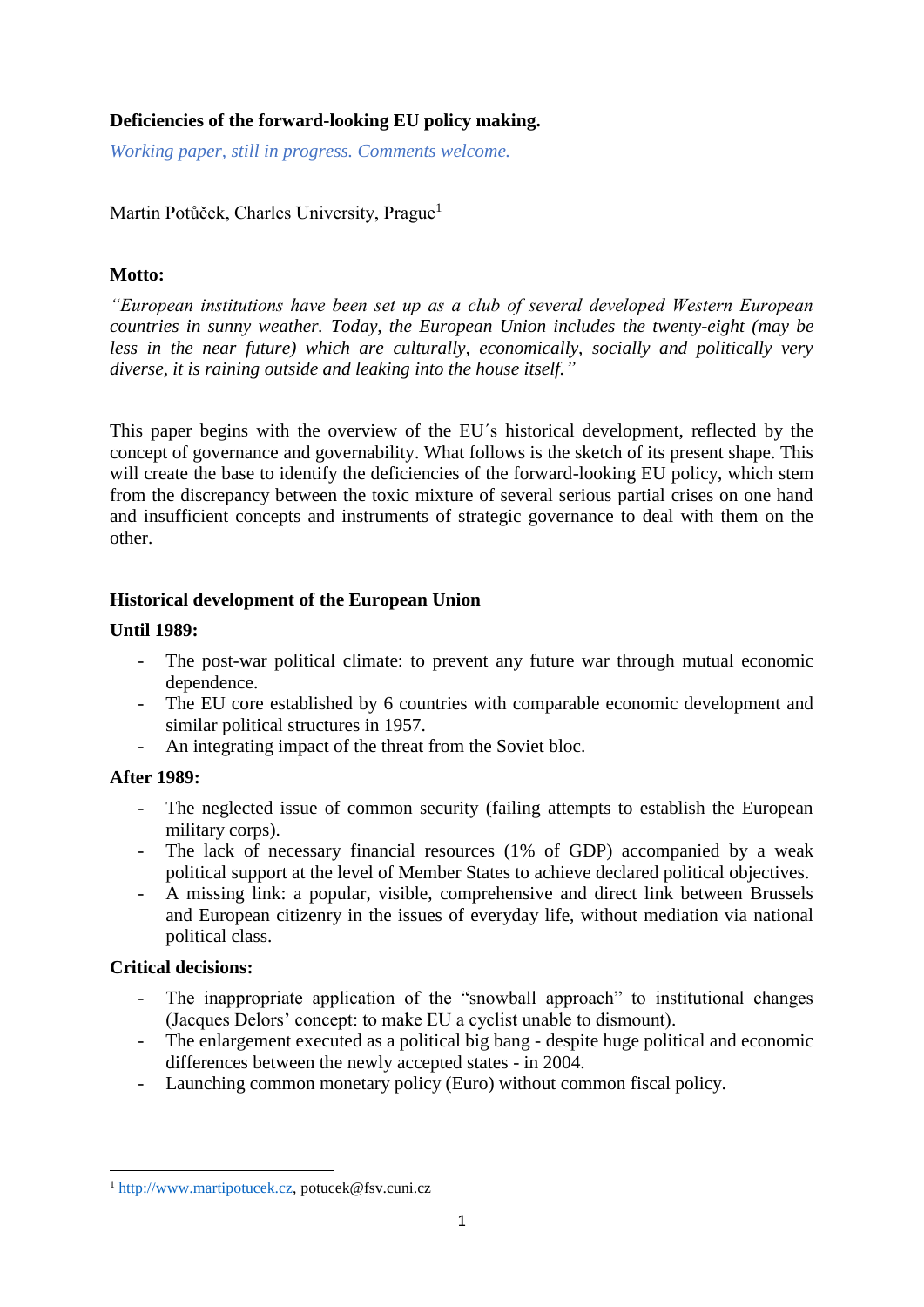**Deficiencies of the forward-looking EU policy making.**

*Working paper, still in progress. Comments welcome.*

Martin Potůček, Charles University, Prague[1]

**Motto:**

*"European institutions have been set up as a club of several developed Western European countries in sunny weather. Today, the European Union includes the twenty-eight (may be less in the near future) which are culturally, economically, socially and politically very diverse, it is raining outside and leaking into the house itself."*

This paper begins with the overview of the EU´s historical development, reflected by the concept of governance and governability. What follows is the sketch of its present shape. This will create the base to identify the deficiencies of the forward-looking EU policy, which stem from the discrepancy between the toxic mixture of several serious partial crises on one hand and insufficient concepts and instruments of strategic governance to deal with them on the other.

## Historical development of the European Union

### Until 1989:

- The post-war political climate: to prevent any future war through mutual economic dependence.
- The EU core established by 6 countries with comparable economic development and similar political structures in 1957.
- An integrating impact of the threat from the Soviet bloc.

### After 1989:

- The neglected issue of common security (failing attempts to establish the European military corps).
- The lack of necessary financial resources (1% of GDP) accompanied by a weak political support at the level of Member States to achieve declared political objectives.
- A missing link: a popular, visible, comprehensive and direct link between Brussels and European citizenry in the issues of everyday life, without mediation via national political class.

### Critical decisions:

- The inappropriate application of the "snowball approach" to institutional changes (Jacques Delors' concept: to make EU a cyclist unable to dismount).
- The enlargement executed as a political big bang - despite huge political and economic differences between the newly accepted states - in 2004.
- Launching common monetary policy (Euro) without common fiscal policy.

[1] http://www.martipotucek.cz, potucek@fsv.cuni.cz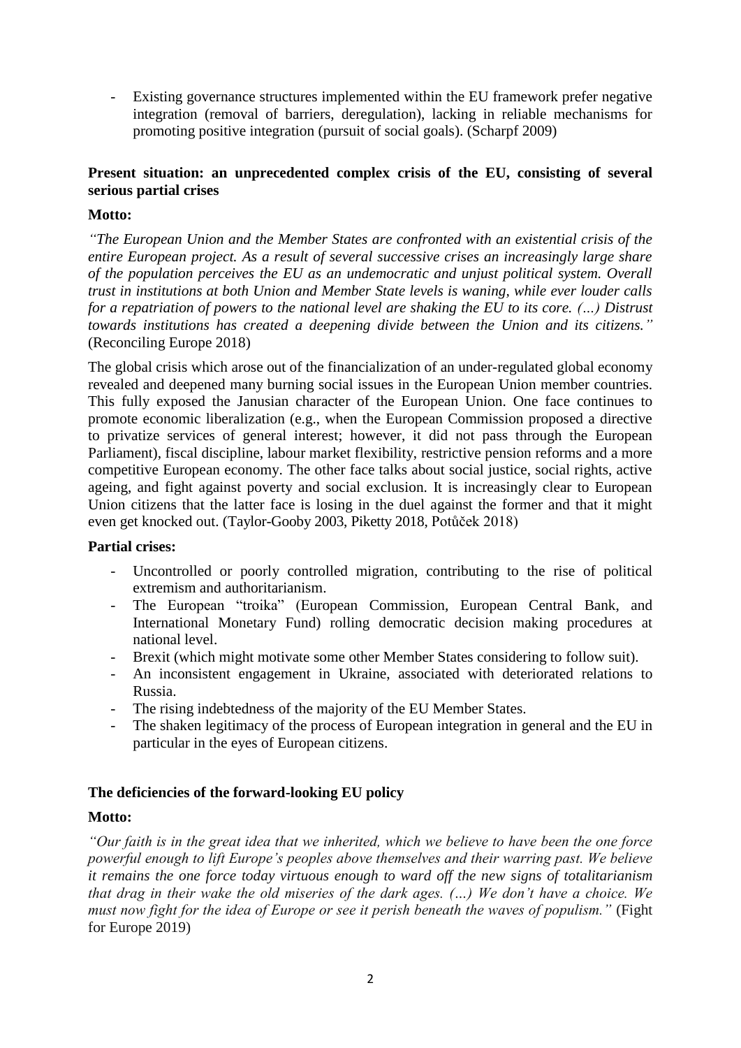- Existing governance structures implemented within the EU framework prefer negative integration (removal of barriers, deregulation), lacking in reliable mechanisms for promoting positive integration (pursuit of social goals). (Scharpf 2009)

**Present situation: an unprecedented complex crisis of the EU, consisting of several serious partial crises**

**Motto:**

*"The European Union and the Member States are confronted with an existential crisis of the entire European project. As a result of several successive crises an increasingly large share of the population perceives the EU as an undemocratic and unjust political system. Overall trust in institutions at both Union and Member State levels is waning, while ever louder calls for a repatriation of powers to the national level are shaking the EU to its core. (...) Distrust towards institutions has created a deepening divide between the Union and its citizens."* (Reconciling Europe 2018)

The global crisis which arose out of the financialization of an under-regulated global economy revealed and deepened many burning social issues in the European Union member countries. This fully exposed the Janusian character of the European Union. One face continues to promote economic liberalization (e.g., when the European Commission proposed a directive to privatize services of general interest; however, it did not pass through the European Parliament), fiscal discipline, labour market flexibility, restrictive pension reforms and a more competitive European economy. The other face talks about social justice, social rights, active ageing, and fight against poverty and social exclusion. It is increasingly clear to European Union citizens that the latter face is losing in the duel against the former and that it might even get knocked out. (Taylor-Gooby 2003, Piketty 2018, Potůček 2018)

**Partial crises:**

- Uncontrolled or poorly controlled migration, contributing to the rise of political extremism and authoritarianism.
- The European "troika" (European Commission, European Central Bank, and International Monetary Fund) rolling democratic decision making procedures at national level.
- Brexit (which might motivate some other Member States considering to follow suit).
- An inconsistent engagement in Ukraine, associated with deteriorated relations to Russia.
- The rising indebtedness of the majority of the EU Member States.
- The shaken legitimacy of the process of European integration in general and the EU in particular in the eyes of European citizens.

**The deficiencies of the forward-looking EU policy**

**Motto:**

*"Our faith is in the great idea that we inherited, which we believe to have been the one force powerful enough to lift Europe's peoples above themselves and their warring past. We believe it remains the one force today virtuous enough to ward off the new signs of totalitarianism that drag in their wake the old miseries of the dark ages. (...) We don't have a choice. We must now fight for the idea of Europe or see it perish beneath the waves of populism."* (Fight for Europe 2019)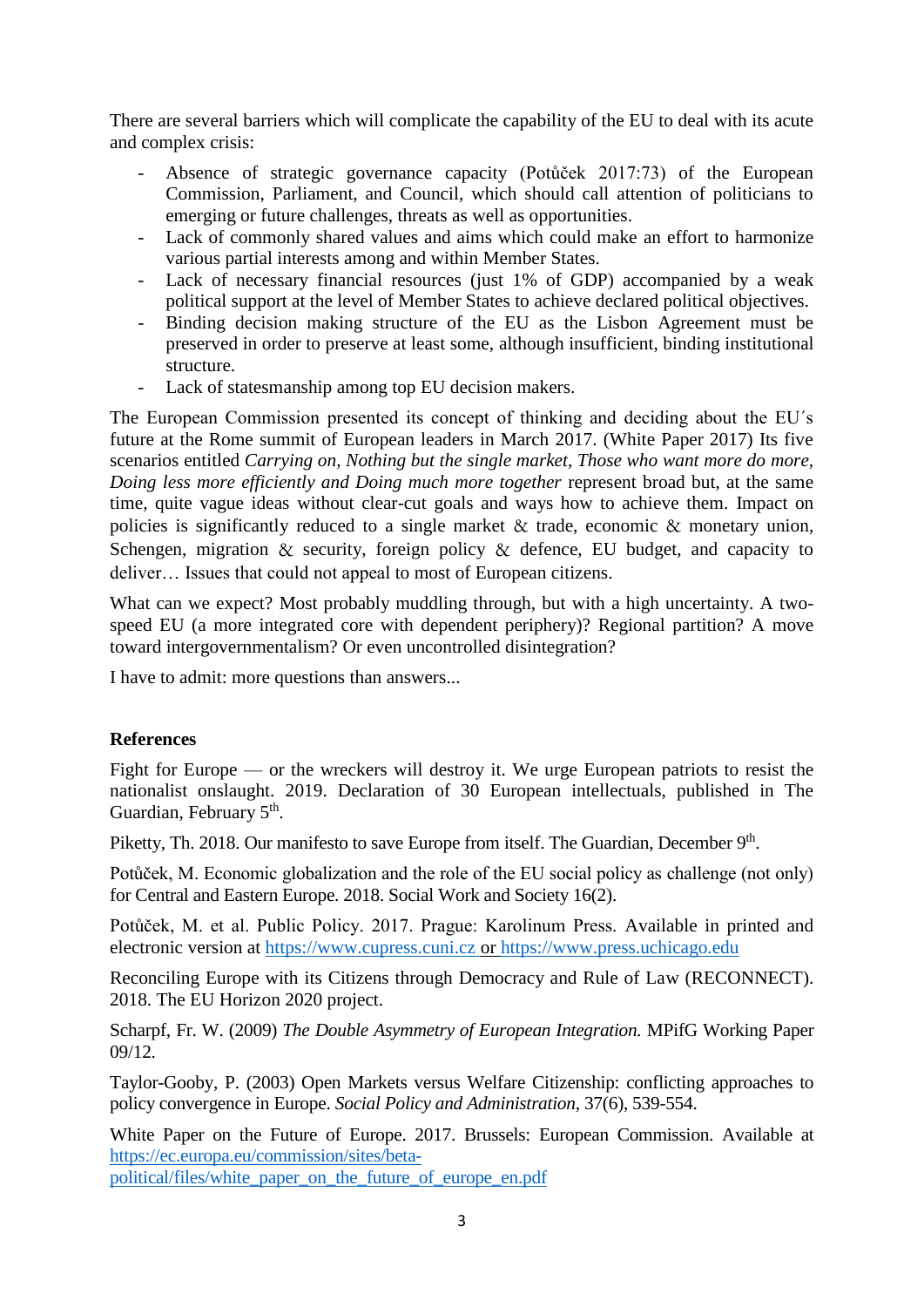There are several barriers which will complicate the capability of the EU to deal with its acute and complex crisis:

- Absence of strategic governance capacity (Potůček 2017:73) of the European Commission, Parliament, and Council, which should call attention of politicians to emerging or future challenges, threats as well as opportunities.
- Lack of commonly shared values and aims which could make an effort to harmonize various partial interests among and within Member States.
- Lack of necessary financial resources (just 1% of GDP) accompanied by a weak political support at the level of Member States to achieve declared political objectives.
- Binding decision making structure of the EU as the Lisbon Agreement must be preserved in order to preserve at least some, although insufficient, binding institutional structure.
- Lack of statesmanship among top EU decision makers.

The European Commission presented its concept of thinking and deciding about the EU´s future at the Rome summit of European leaders in March 2017. (White Paper 2017) Its five scenarios entitled *Carrying on, Nothing but the single market, Those who want more do more, Doing less more efficiently and Doing much more together* represent broad but, at the same time, quite vague ideas without clear-cut goals and ways how to achieve them. Impact on policies is significantly reduced to a single market & trade, economic & monetary union, Schengen, migration & security, foreign policy & defence, EU budget, and capacity to deliver… Issues that could not appeal to most of European citizens.

What can we expect? Most probably muddling through, but with a high uncertainty. A two-speed EU (a more integrated core with dependent periphery)? Regional partition? A move toward intergovernmentalism? Or even uncontrolled disintegration?

I have to admit: more questions than answers...

## References

Fight for Europe — or the wreckers will destroy it. We urge European patriots to resist the nationalist onslaught. 2019. Declaration of 30 European intellectuals, published in The Guardian, February 5th.

Piketty, Th. 2018. Our manifesto to save Europe from itself. The Guardian, December 9th.

Potůček, M. Economic globalization and the role of the EU social policy as challenge (not only) for Central and Eastern Europe. 2018. Social Work and Society 16(2).

Potůček, M. et al. Public Policy. 2017. Prague: Karolinum Press. Available in printed and electronic version at https://www.cupress.cuni.cz or https://www.press.uchicago.edu

Reconciling Europe with its Citizens through Democracy and Rule of Law (RECONNECT). 2018. The EU Horizon 2020 project.

Scharpf, Fr. W. (2009) *The Double Asymmetry of European Integration.* MPifG Working Paper 09/12.

Taylor-Gooby, P. (2003) Open Markets versus Welfare Citizenship: conflicting approaches to policy convergence in Europe. *Social Policy and Administration*, 37(6), 539-554.

White Paper on the Future of Europe. 2017. Brussels: European Commission. Available at https://ec.europa.eu/commission/sites/beta-political/files/white_paper_on_the_future_of_europe_en.pdf